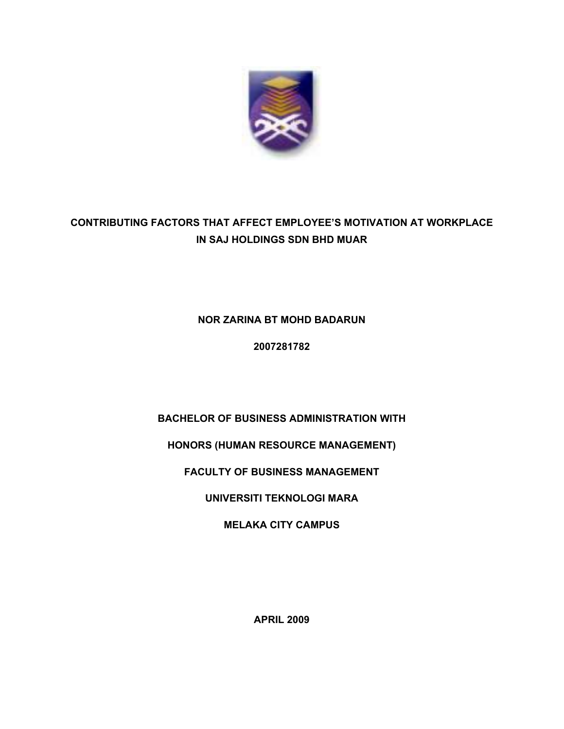# CONTRIBUTING FACTORS THAT AFFECT EMPLOYEE'S MOTIVATION AT WORKPLACE IN SAJ HOLDINGS SDN BHD MUAR

**NOR ZARINA BT MOHD BADARUN**

**2007281782**

**BACHELOR OF BUSINESS ADMINISTRATION WITH**

**HONORS (HUMAN RESOURCE MANAGEMENT)**

**FACULTY OF BUSINESS MANAGEMENT**

**UNIVERSITI TEKNOLOGI MARA**

**MELAKA CITY CAMPUS**

**APRIL 2009**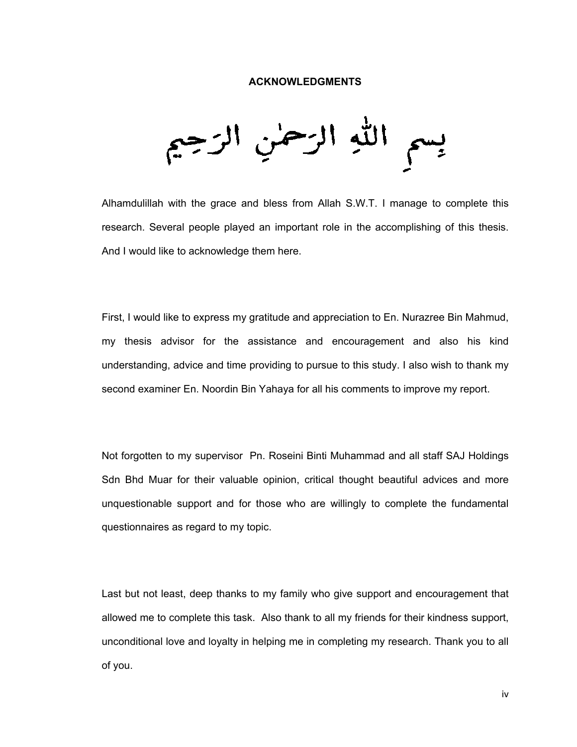## ACKNOWLEDGMENTS

بِسْمِ اللّٰهِ الرَّحْمٰنِ الرَّحِيْمِ

Alhamdulillah with the grace and bless from Allah S.W.T. I manage to complete this research. Several people played an important role in the accomplishing of this thesis. And I would like to acknowledge them here.

First, I would like to express my gratitude and appreciation to En. Nurazree Bin Mahmud, my thesis advisor for the assistance and encouragement and also his kind understanding, advice and time providing to pursue to this study. I also wish to thank my second examiner En. Noordin Bin Yahaya for all his comments to improve my report.

Not forgotten to my supervisor Pn. Roseini Binti Muhammad and all staff SAJ Holdings Sdn Bhd Muar for their valuable opinion, critical thought beautiful advices and more unquestionable support and for those who are willingly to complete the fundamental questionnaires as regard to my topic.

Last but not least, deep thanks to my family who give support and encouragement that allowed me to complete this task. Also thank to all my friends for their kindness support, unconditional love and loyalty in helping me in completing my research. Thank you to all of you.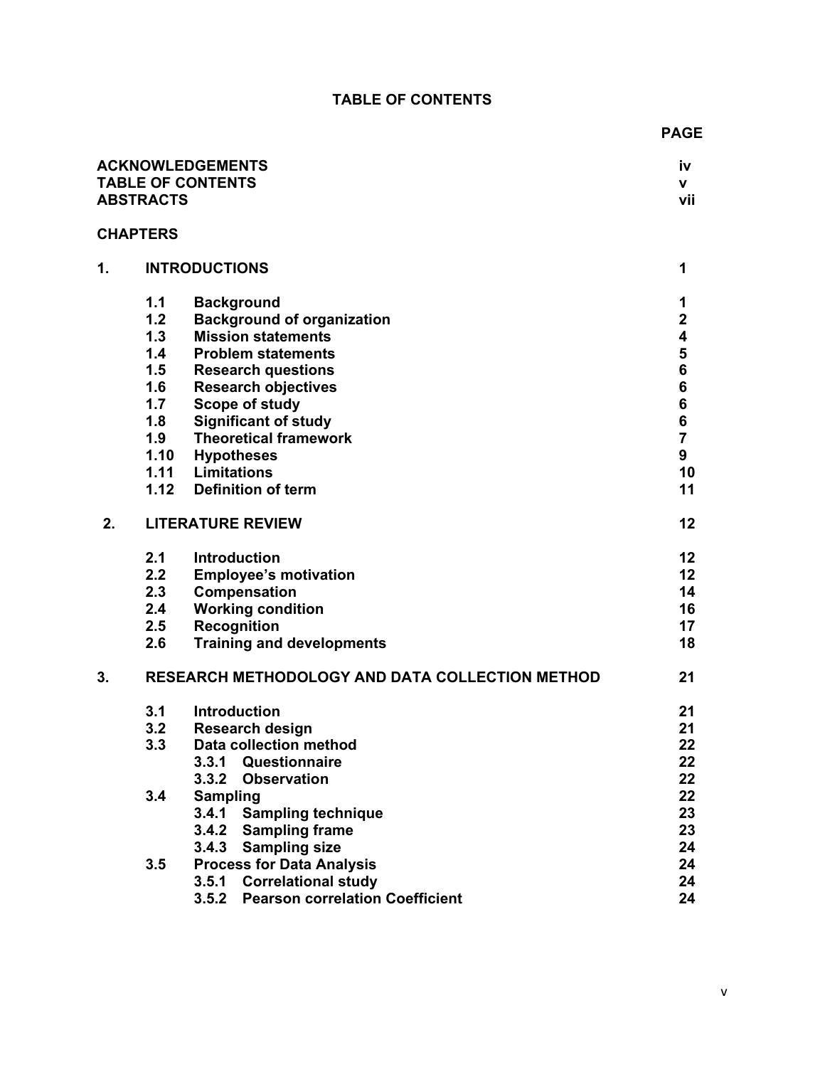**TABLE OF CONTENTS**

| | | | PAGE |
|---|---|---|---|
| **ACKNOWLEDGEMENTS** | | | iv |
| **TABLE OF CONTENTS** | | | v |
| **ABSTRACTS** | | | vii |
| **CHAPTERS** | | | |
| **1.** | **INTRODUCTIONS** | | **1** |
| | **1.1** | **Background** | **1** |
| | **1.2** | **Background of organization** | **2** |
| | **1.3** | **Mission statements** | **4** |
| | **1.4** | **Problem statements** | **5** |
| | **1.5** | **Research questions** | **6** |
| | **1.6** | **Research objectives** | **6** |
| | **1.7** | **Scope of study** | **6** |
| | **1.8** | **Significant of study** | **6** |
| | **1.9** | **Theoretical framework** | **7** |
| | **1.10** | **Hypotheses** | **9** |
| | **1.11** | **Limitations** | **10** |
| | **1.12** | **Definition of term** | **11** |
| **2.** | **LITERATURE REVIEW** | | **12** |
| | **2.1** | **Introduction** | **12** |
| | **2.2** | **Employee's motivation** | **12** |
| | **2.3** | **Compensation** | **14** |
| | **2.4** | **Working condition** | **16** |
| | **2.5** | **Recognition** | **17** |
| | **2.6** | **Training and developments** | **18** |
| **3.** | **RESEARCH METHODOLOGY AND DATA COLLECTION METHOD** | | **21** |
| | **3.1** | **Introduction** | **21** |
| | **3.2** | **Research design** | **21** |
| | **3.3** | **Data collection method** | **22** |
| | | **3.3.1 Questionnaire** | **22** |
| | | **3.3.2 Observation** | **22** |
| | **3.4** | **Sampling** | **22** |
| | | **3.4.1 Sampling technique** | **23** |
| | | **3.4.2 Sampling frame** | **23** |
| | | **3.4.3 Sampling size** | **24** |
| | **3.5** | **Process for Data Analysis** | **24** |
| | | **3.5.1 Correlational study** | **24** |
| | | **3.5.2 Pearson correlation Coefficient** | **24** |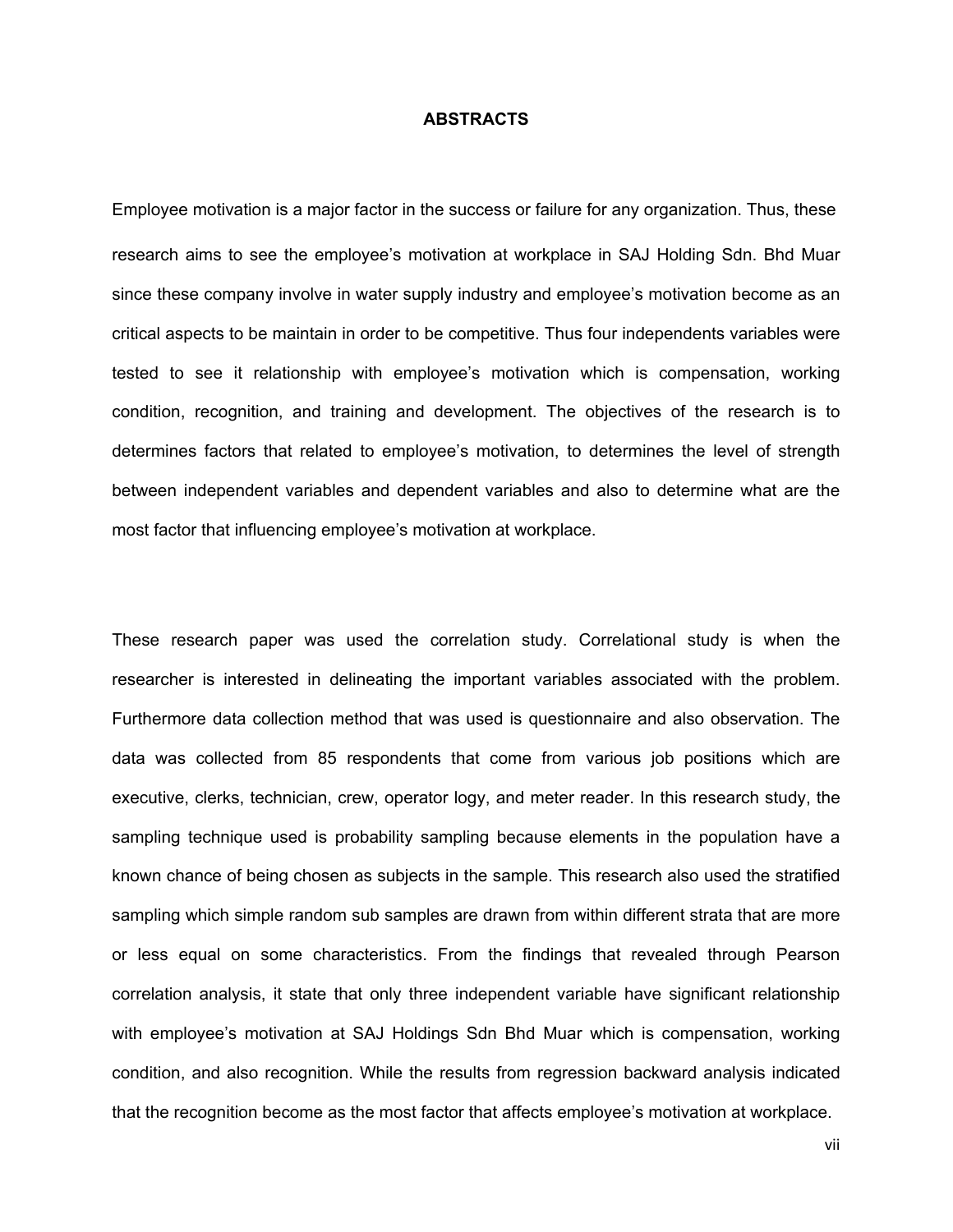# ABSTRACTS

Employee motivation is a major factor in the success or failure for any organization. Thus, these research aims to see the employee's motivation at workplace in SAJ Holding Sdn. Bhd Muar since these company involve in water supply industry and employee's motivation become as an critical aspects to be maintain in order to be competitive. Thus four independents variables were tested to see it relationship with employee's motivation which is compensation, working condition, recognition, and training and development. The objectives of the research is to determines factors that related to employee's motivation, to determines the level of strength between independent variables and dependent variables and also to determine what are the most factor that influencing employee's motivation at workplace.

These research paper was used the correlation study. Correlational study is when the researcher is interested in delineating the important variables associated with the problem. Furthermore data collection method that was used is questionnaire and also observation. The data was collected from 85 respondents that come from various job positions which are executive, clerks, technician, crew, operator logy, and meter reader. In this research study, the sampling technique used is probability sampling because elements in the population have a known chance of being chosen as subjects in the sample. This research also used the stratified sampling which simple random sub samples are drawn from within different strata that are more or less equal on some characteristics. From the findings that revealed through Pearson correlation analysis, it state that only three independent variable have significant relationship with employee's motivation at SAJ Holdings Sdn Bhd Muar which is compensation, working condition, and also recognition. While the results from regression backward analysis indicated that the recognition become as the most factor that affects employee's motivation at workplace.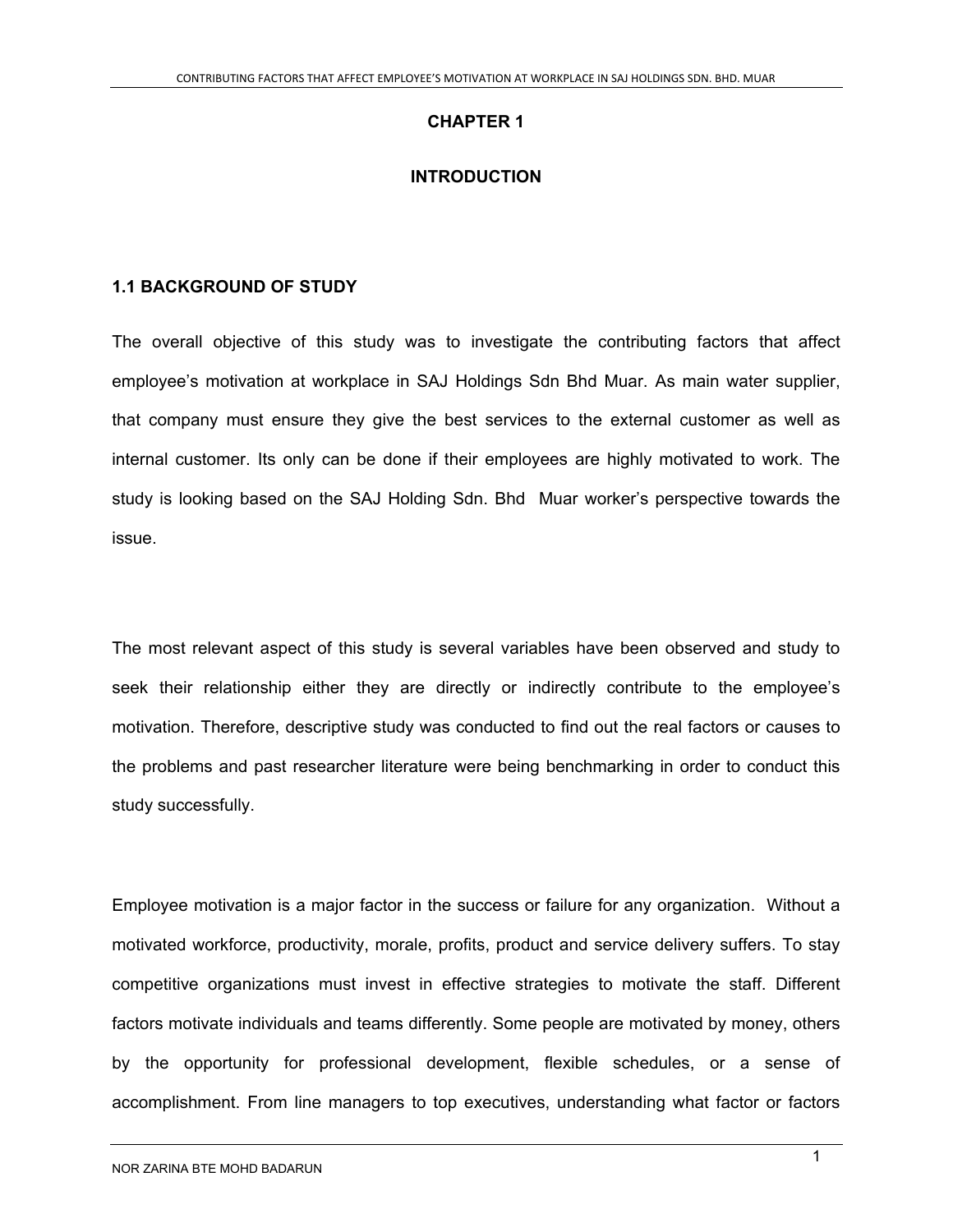# CHAPTER 1

# INTRODUCTION

## 1.1 BACKGROUND OF STUDY

The overall objective of this study was to investigate the contributing factors that affect employee's motivation at workplace in SAJ Holdings Sdn Bhd Muar. As main water supplier, that company must ensure they give the best services to the external customer as well as internal customer. Its only can be done if their employees are highly motivated to work. The study is looking based on the SAJ Holding Sdn. Bhd Muar worker's perspective towards the issue.

The most relevant aspect of this study is several variables have been observed and study to seek their relationship either they are directly or indirectly contribute to the employee's motivation. Therefore, descriptive study was conducted to find out the real factors or causes to the problems and past researcher literature were being benchmarking in order to conduct this study successfully.

Employee motivation is a major factor in the success or failure for any organization. Without a motivated workforce, productivity, morale, profits, product and service delivery suffers. To stay competitive organizations must invest in effective strategies to motivate the staff. Different factors motivate individuals and teams differently. Some people are motivated by money, others by the opportunity for professional development, flexible schedules, or a sense of accomplishment. From line managers to top executives, understanding what factor or factors